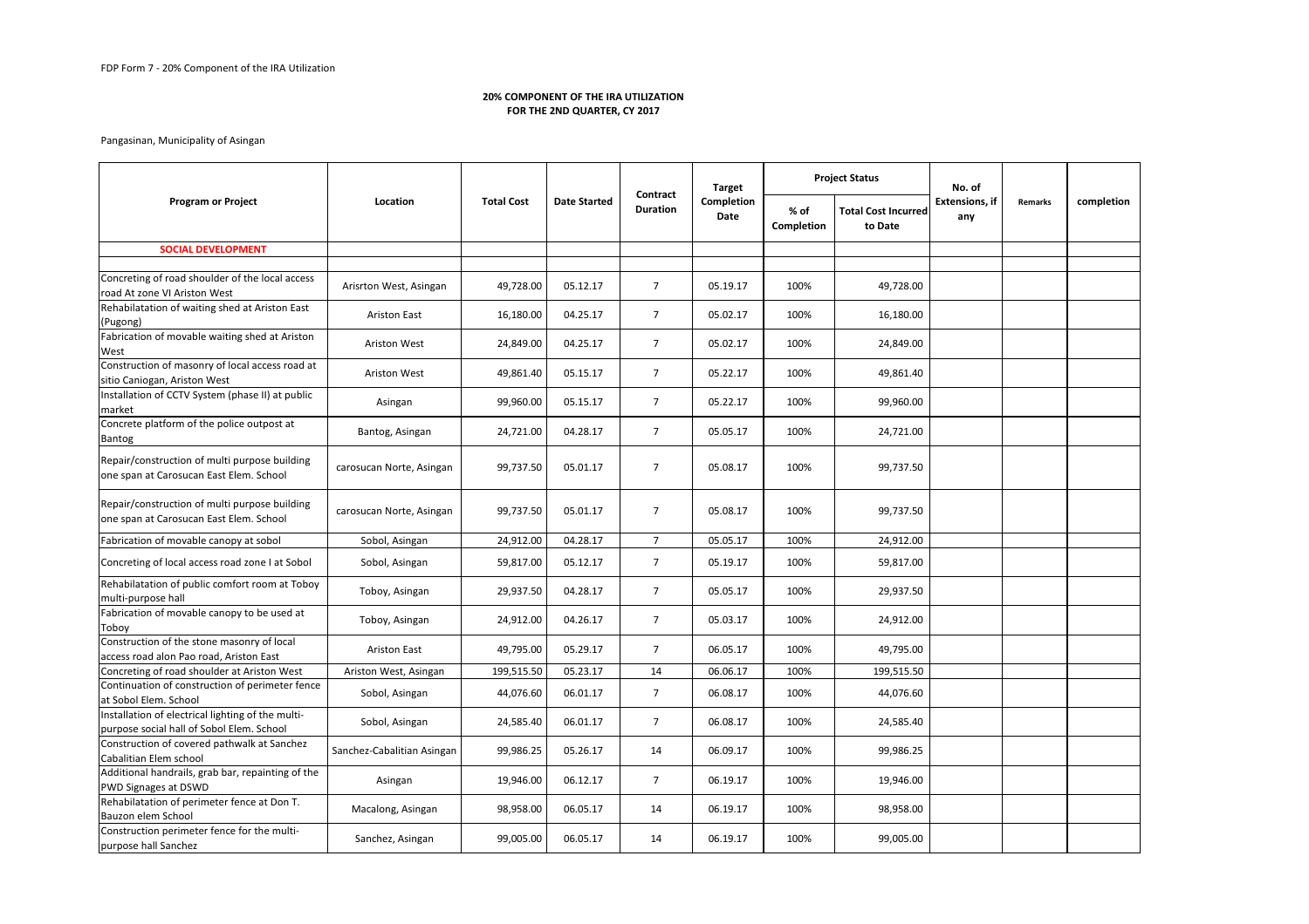FDP Form 7 - 20% Component of the IRA Utilization

**20% COMPONENT OF THE IRA UTILIZATION**
**FOR THE 2ND QUARTER, CY 2017**

Pangasinan, Municipality of Asingan

| Program or Project | Location | Total Cost | Date Started | Contract Duration | Target Completion Date | Project Status | | No. of Extensions, if any | Remarks | completion |
|---|---|---|---|---|---|---|---|---|---|---|
| | | | | | | % of Completion | Total Cost Incurred to Date | | | |
| **SOCIAL DEVELOPMENT** | | | | | | | | | | |
| | | | | | | | | | | |
| Concreting of road shoulder of the local access road At zone VI Ariston West | Arisrton West, Asingan | 49,728.00 | 05.12.17 | 7 | 05.19.17 | 100% | 49,728.00 | | | |
| Rehabilatation of waiting shed at Ariston East (Pugong) | Ariston East | 16,180.00 | 04.25.17 | 7 | 05.02.17 | 100% | 16,180.00 | | | |
| Fabrication of movable waiting shed at Ariston West | Ariston West | 24,849.00 | 04.25.17 | 7 | 05.02.17 | 100% | 24,849.00 | | | |
| Construction of masonry of local access road at sitio Caniogan, Ariston West | Ariston West | 49,861.40 | 05.15.17 | 7 | 05.22.17 | 100% | 49,861.40 | | | |
| Installation of CCTV System (phase II) at public market | Asingan | 99,960.00 | 05.15.17 | 7 | 05.22.17 | 100% | 99,960.00 | | | |
| Concrete platform of the police outpost at Bantog | Bantog, Asingan | 24,721.00 | 04.28.17 | 7 | 05.05.17 | 100% | 24,721.00 | | | |
| Repair/construction of multi purpose building one span at Carosucan East Elem. School | carosucan Norte, Asingan | 99,737.50 | 05.01.17 | 7 | 05.08.17 | 100% | 99,737.50 | | | |
| Repair/construction of multi purpose building one span at Carosucan East Elem. School | carosucan Norte, Asingan | 99,737.50 | 05.01.17 | 7 | 05.08.17 | 100% | 99,737.50 | | | |
| Fabrication of movable canopy at sobol | Sobol, Asingan | 24,912.00 | 04.28.17 | 7 | 05.05.17 | 100% | 24,912.00 | | | |
| Concreting of local access road zone I at Sobol | Sobol, Asingan | 59,817.00 | 05.12.17 | 7 | 05.19.17 | 100% | 59,817.00 | | | |
| Rehabilatation of public comfort room at Toboy multi-purpose hall | Toboy, Asingan | 29,937.50 | 04.28.17 | 7 | 05.05.17 | 100% | 29,937.50 | | | |
| Fabrication of movable canopy to be used at Toboy | Toboy, Asingan | 24,912.00 | 04.26.17 | 7 | 05.03.17 | 100% | 24,912.00 | | | |
| Construction of the stone masonry of local access road alon Pao road, Ariston East | Ariston East | 49,795.00 | 05.29.17 | 7 | 06.05.17 | 100% | 49,795.00 | | | |
| Concreting of road shoulder at Ariston West | Ariston West, Asingan | 199,515.50 | 05.23.17 | 14 | 06.06.17 | 100% | 199,515.50 | | | |
| Continuation of construction of perimeter fence at Sobol Elem. School | Sobol, Asingan | 44,076.60 | 06.01.17 | 7 | 06.08.17 | 100% | 44,076.60 | | | |
| Installation of electrical lighting of the multi-purpose social hall of Sobol Elem. School | Sobol, Asingan | 24,585.40 | 06.01.17 | 7 | 06.08.17 | 100% | 24,585.40 | | | |
| Construction of covered pathwalk at Sanchez Cabalitian Elem school | Sanchez-Cabalitian Asingan | 99,986.25 | 05.26.17 | 14 | 06.09.17 | 100% | 99,986.25 | | | |
| Additional handrails, grab bar, repainting of the PWD Signages at DSWD | Asingan | 19,946.00 | 06.12.17 | 7 | 06.19.17 | 100% | 19,946.00 | | | |
| Rehabilatation of perimeter fence at Don T. Bauzon elem School | Macalong, Asingan | 98,958.00 | 06.05.17 | 14 | 06.19.17 | 100% | 98,958.00 | | | |
| Construction perimeter fence for the multi-purpose hall Sanchez | Sanchez, Asingan | 99,005.00 | 06.05.17 | 14 | 06.19.17 | 100% | 99,005.00 | | | |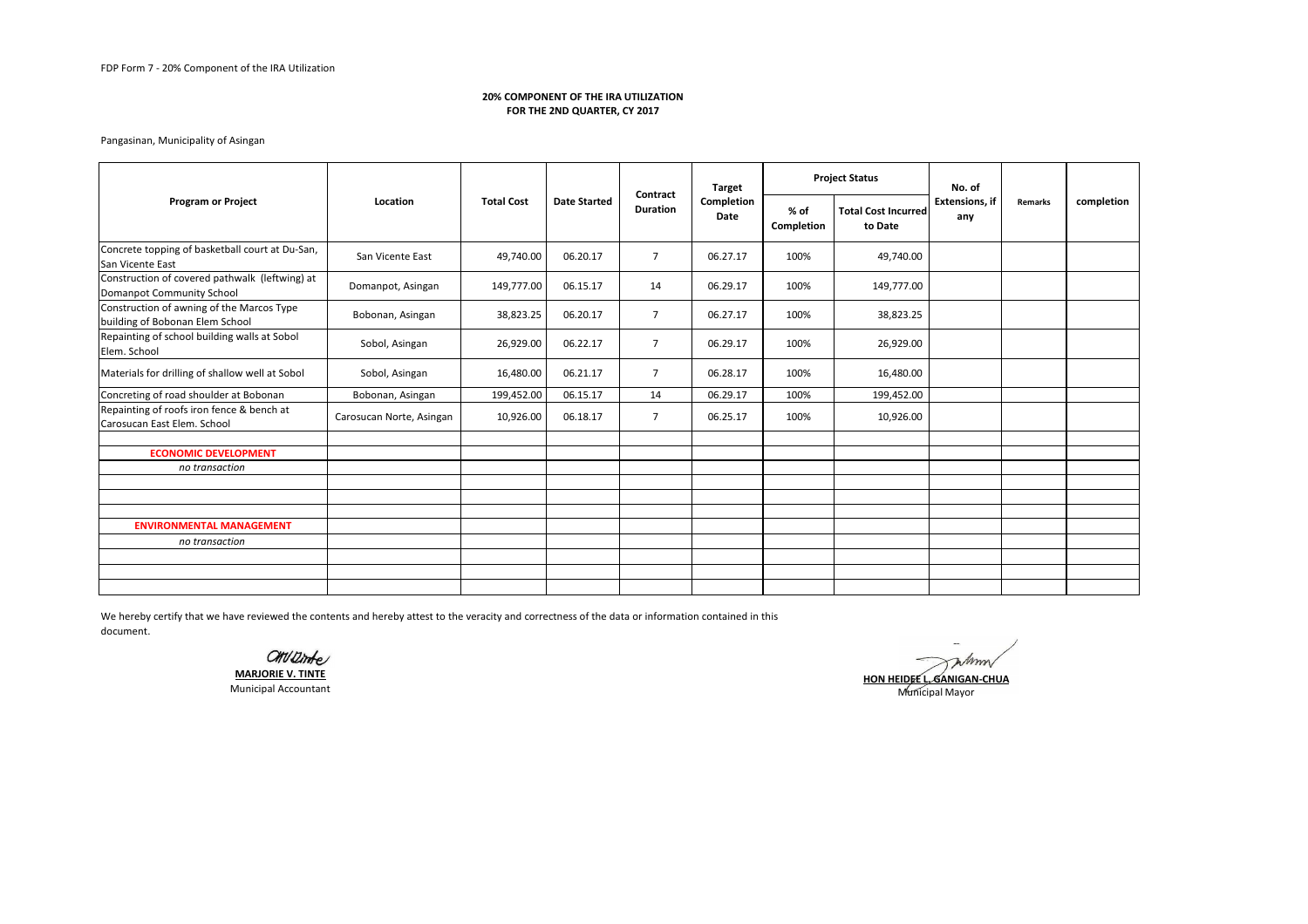FDP Form 7 - 20% Component of the IRA Utilization

**20% COMPONENT OF THE IRA UTILIZATION**
**FOR THE 2ND QUARTER, CY 2017**

Pangasinan, Municipality of Asingan

| Program or Project | Location | Total Cost | Date Started | Contract Duration | Target Completion Date | Project Status | | No. of Extensions, if any | Remarks | completion |
|---|---|---|---|---|---|---|---|---|---|---|
| | | | | | | % of Completion | Total Cost Incurred to Date | | | |
| Concrete topping of basketball court at Du-San, San Vicente East | San Vicente East | 49,740.00 | 06.20.17 | 7 | 06.27.17 | 100% | 49,740.00 | | | |
| Construction of covered pathwalk (leftwing) at Domanpot Community School | Domanpot, Asingan | 149,777.00 | 06.15.17 | 14 | 06.29.17 | 100% | 149,777.00 | | | |
| Construction of awning of the Marcos Type building of Bobonan Elem School | Bobonan, Asingan | 38,823.25 | 06.20.17 | 7 | 06.27.17 | 100% | 38,823.25 | | | |
| Repainting of school building walls at Sobol Elem. School | Sobol, Asingan | 26,929.00 | 06.22.17 | 7 | 06.29.17 | 100% | 26,929.00 | | | |
| Materials for drilling of shallow well at Sobol | Sobol, Asingan | 16,480.00 | 06.21.17 | 7 | 06.28.17 | 100% | 16,480.00 | | | |
| Concreting of road shoulder at Bobonan | Bobonan, Asingan | 199,452.00 | 06.15.17 | 14 | 06.29.17 | 100% | 199,452.00 | | | |
| Repainting of roofs iron fence & bench at Carosucan East Elem. School | Carosucan Norte, Asingan | 10,926.00 | 06.18.17 | 7 | 06.25.17 | 100% | 10,926.00 | | | |
| | | | | | | | | | | |
| **ECONOMIC DEVELOPMENT** | | | | | | | | | | |
| *no transaction* | | | | | | | | | | |
| | | | | | | | | | | |
| | | | | | | | | | | |
| | | | | | | | | | | |
| **ENVIRONMENTAL MANAGEMENT** | | | | | | | | | | |
| *no transaction* | | | | | | | | | | |
| | | | | | | | | | | |
| | | | | | | | | | | |
| | | | | | | | | | | |

We hereby certify that we have reviewed the contents and hereby attest to the veracity and correctness of the data or information contained in this document.

**MARJORIE V. TINTE**
Municipal Accountant

**HON HEIDEE L. GANIGAN-CHUA**
Municipal Mayor